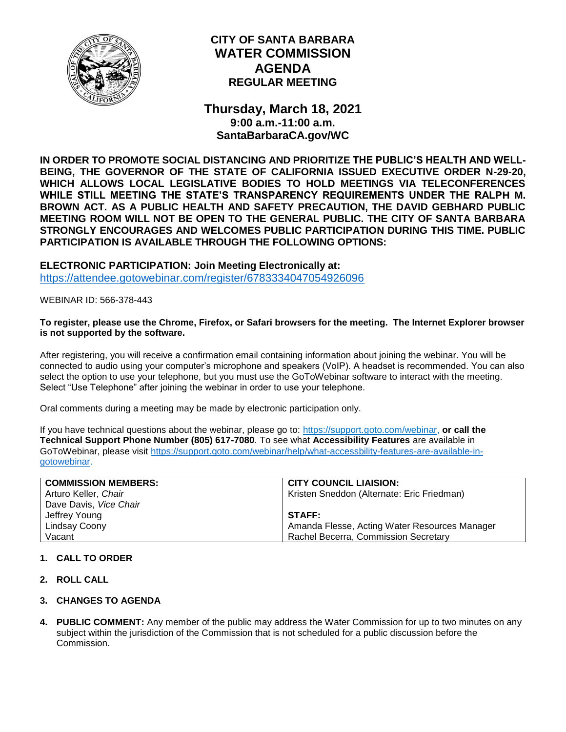# CITY OF SANTA BARBARA
# WATER COMMISSION
# AGENDA
## REGULAR MEETING

## Thursday, March 18, 2021
### 9:00 a.m.-11:00 a.m.
### SantaBarbaraCA.gov/WC

**IN ORDER TO PROMOTE SOCIAL DISTANCING AND PRIORITIZE THE PUBLIC'S HEALTH AND WELL-BEING, THE GOVERNOR OF THE STATE OF CALIFORNIA ISSUED EXECUTIVE ORDER N-29-20, WHICH ALLOWS LOCAL LEGISLATIVE BODIES TO HOLD MEETINGS VIA TELECONFERENCES WHILE STILL MEETING THE STATE'S TRANSPARENCY REQUIREMENTS UNDER THE RALPH M. BROWN ACT. AS A PUBLIC HEALTH AND SAFETY PRECAUTION, THE DAVID GEBHARD PUBLIC MEETING ROOM WILL NOT BE OPEN TO THE GENERAL PUBLIC. THE CITY OF SANTA BARBARA STRONGLY ENCOURAGES AND WELCOMES PUBLIC PARTICIPATION DURING THIS TIME. PUBLIC PARTICIPATION IS AVAILABLE THROUGH THE FOLLOWING OPTIONS:**

**ELECTRONIC PARTICIPATION: Join Meeting Electronically at:**
https://attendee.gotowebinar.com/register/6783334047054926096

WEBINAR ID: 566-378-443

**To register, please use the Chrome, Firefox, or Safari browsers for the meeting. The Internet Explorer browser is not supported by the software.**

After registering, you will receive a confirmation email containing information about joining the webinar. You will be connected to audio using your computer's microphone and speakers (VoIP). A headset is recommended. You can also select the option to use your telephone, but you must use the GoToWebinar software to interact with the meeting. Select "Use Telephone" after joining the webinar in order to use your telephone.

Oral comments during a meeting may be made by electronic participation only.

If you have technical questions about the webinar, please go to: https://support.goto.com/webinar, **or call the Technical Support Phone Number (805) 617-7080**. To see what **Accessibility Features** are available in GoToWebinar, please visit https://support.goto.com/webinar/help/what-accessbility-features-are-available-in-gotowebinar.

| **COMMISSION MEMBERS:** | **CITY COUNCIL LIAISION:** |
|---|---|
| Arturo Keller, *Chair* | Kristen Sneddon (Alternate: Eric Friedman) |
| Dave Davis, *Vice Chair* | |
| Jeffrey Young | **STAFF:** |
| Lindsay Coony | Amanda Flesse, Acting Water Resources Manager |
| Vacant | Rachel Becerra, Commission Secretary |

1. **CALL TO ORDER**

2. **ROLL CALL**

3. **CHANGES TO AGENDA**

4. **PUBLIC COMMENT:** Any member of the public may address the Water Commission for up to two minutes on any subject within the jurisdiction of the Commission that is not scheduled for a public discussion before the Commission.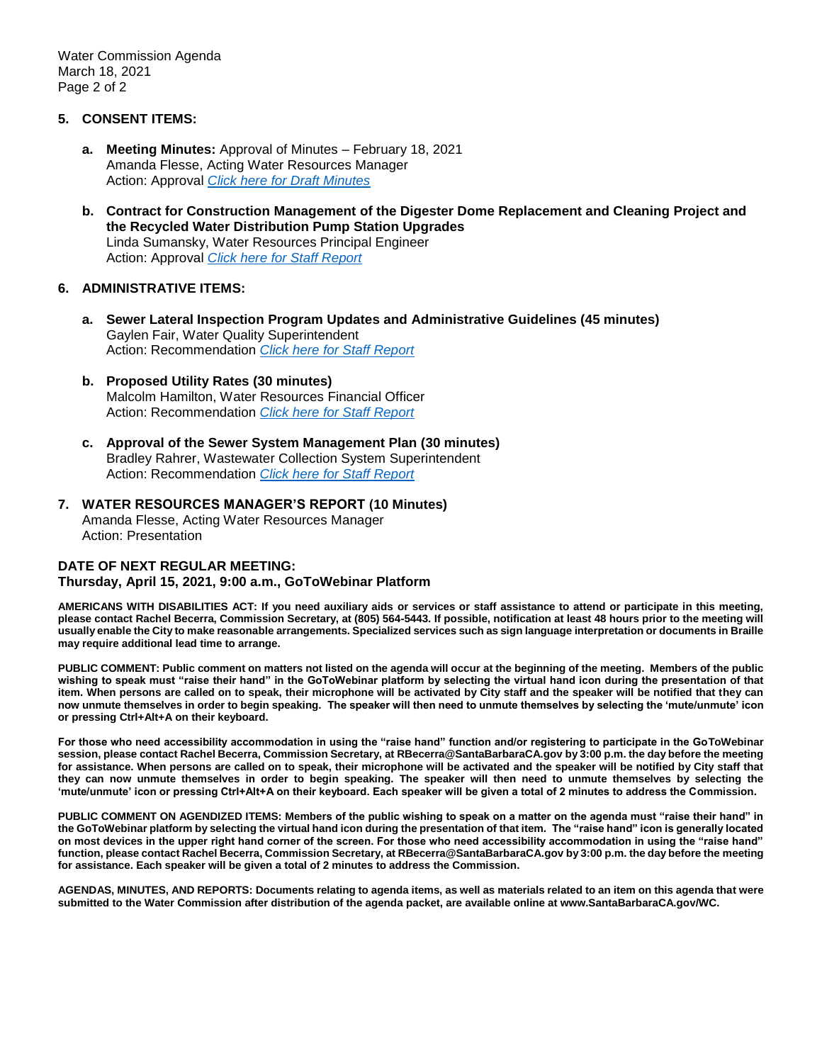## 5. CONSENT ITEMS:

**a. Meeting Minutes:** Approval of Minutes – February 18, 2021
Amanda Flesse, Acting Water Resources Manager
Action: Approval *Click here for Draft Minutes*

**b. Contract for Construction Management of the Digester Dome Replacement and Cleaning Project and the Recycled Water Distribution Pump Station Upgrades**
Linda Sumansky, Water Resources Principal Engineer
Action: Approval *Click here for Staff Report*

## 6. ADMINISTRATIVE ITEMS:

**a. Sewer Lateral Inspection Program Updates and Administrative Guidelines (45 minutes)**
Gaylen Fair, Water Quality Superintendent
Action: Recommendation *Click here for Staff Report*

**b. Proposed Utility Rates (30 minutes)**
Malcolm Hamilton, Water Resources Financial Officer
Action: Recommendation *Click here for Staff Report*

**c. Approval of the Sewer System Management Plan (30 minutes)**
Bradley Rahrer, Wastewater Collection System Superintendent
Action: Recommendation *Click here for Staff Report*

## 7. WATER RESOURCES MANAGER'S REPORT (10 Minutes)
Amanda Flesse, Acting Water Resources Manager
Action: Presentation

**DATE OF NEXT REGULAR MEETING:**
**Thursday, April 15, 2021, 9:00 a.m., GoToWebinar Platform**

**AMERICANS WITH DISABILITIES ACT: If you need auxiliary aids or services or staff assistance to attend or participate in this meeting, please contact Rachel Becerra, Commission Secretary, at (805) 564-5443. If possible, notification at least 48 hours prior to the meeting will usually enable the City to make reasonable arrangements. Specialized services such as sign language interpretation or documents in Braille may require additional lead time to arrange.**

**PUBLIC COMMENT: Public comment on matters not listed on the agenda will occur at the beginning of the meeting. Members of the public wishing to speak must "raise their hand" in the GoToWebinar platform by selecting the virtual hand icon during the presentation of that item. When persons are called on to speak, their microphone will be activated by City staff and the speaker will be notified that they can now unmute themselves in order to begin speaking. The speaker will then need to unmute themselves by selecting the 'mute/unmute' icon or pressing Ctrl+Alt+A on their keyboard.**

**For those who need accessibility accommodation in using the "raise hand" function and/or registering to participate in the GoToWebinar session, please contact Rachel Becerra, Commission Secretary, at RBecerra@SantaBarbaraCA.gov by 3:00 p.m. the day before the meeting for assistance. When persons are called on to speak, their microphone will be activated and the speaker will be notified by City staff that they can now unmute themselves in order to begin speaking. The speaker will then need to unmute themselves by selecting the 'mute/unmute' icon or pressing Ctrl+Alt+A on their keyboard. Each speaker will be given a total of 2 minutes to address the Commission.**

**PUBLIC COMMENT ON AGENDIZED ITEMS: Members of the public wishing to speak on a matter on the agenda must "raise their hand" in the GoToWebinar platform by selecting the virtual hand icon during the presentation of that item. The "raise hand" icon is generally located on most devices in the upper right hand corner of the screen. For those who need accessibility accommodation in using the "raise hand" function, please contact Rachel Becerra, Commission Secretary, at RBecerra@SantaBarbaraCA.gov by 3:00 p.m. the day before the meeting for assistance. Each speaker will be given a total of 2 minutes to address the Commission.**

**AGENDAS, MINUTES, AND REPORTS: Documents relating to agenda items, as well as materials related to an item on this agenda that were submitted to the Water Commission after distribution of the agenda packet, are available online at www.SantaBarbaraCA.gov/WC.**